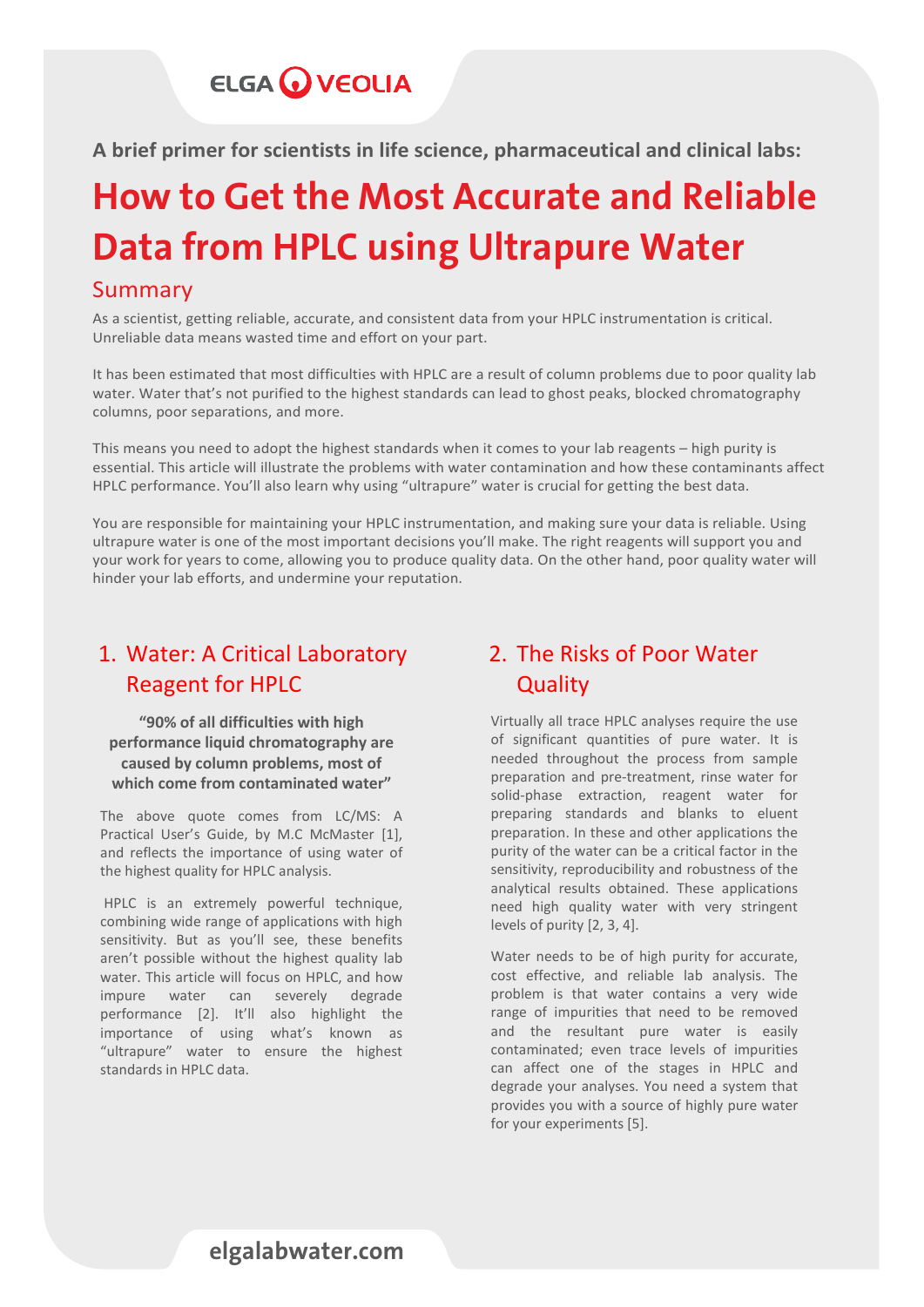A brief primer for scientists in life science, pharmaceutical and clinical labs:

# How to Get the Most Accurate and Reliable Data from HPLC using Ultrapure Water

## Summary

As a scientist, getting reliable, accurate, and consistent data from your HPLC instrumentation is critical. Unreliable data means wasted time and effort on your part.

It has been estimated that most difficulties with HPLC are a result of column problems due to poor quality lab water. Water that's not purified to the highest standards can lead to ghost peaks, blocked chromatography columns, poor separations, and more.

This means you need to adopt the highest standards when it comes to your lab reagents – high purity is essential. This article will illustrate the problems with water contamination and how these contaminants affect HPLC performance. You'll also learn why using "ultrapure" water is crucial for getting the best data.

You are responsible for maintaining your HPLC instrumentation, and making sure your data is reliable. Using ultrapure water is one of the most important decisions you'll make. The right reagents will support you and your work for years to come, allowing you to produce quality data. On the other hand, poor quality water will hinder your lab efforts, and undermine your reputation.

## 1. Water: A Critical Laboratory Reagent for HPLC

**"90% of all difficulties with high performance liquid chromatography are caused by column problems, most of which come from contaminated water"**

The above quote comes from LC/MS: A Practical User's Guide, by M.C McMaster [1], and reflects the importance of using water of the highest quality for HPLC analysis.

HPLC is an extremely powerful technique, combining wide range of applications with high sensitivity. But as you'll see, these benefits aren't possible without the highest quality lab water. This article will focus on HPLC, and how impure water can severely degrade performance [2]. It'll also highlight the importance of using what's known as "ultrapure" water to ensure the highest standards in HPLC data.

## 2. The Risks of Poor Water Quality

Virtually all trace HPLC analyses require the use of significant quantities of pure water. It is needed throughout the process from sample preparation and pre-treatment, rinse water for solid-phase extraction, reagent water for preparing standards and blanks to eluent preparation. In these and other applications the purity of the water can be a critical factor in the sensitivity, reproducibility and robustness of the analytical results obtained. These applications need high quality water with very stringent levels of purity [2, 3, 4].

Water needs to be of high purity for accurate, cost effective, and reliable lab analysis. The problem is that water contains a very wide range of impurities that need to be removed and the resultant pure water is easily contaminated; even trace levels of impurities can affect one of the stages in HPLC and degrade your analyses. You need a system that provides you with a source of highly pure water for your experiments [5].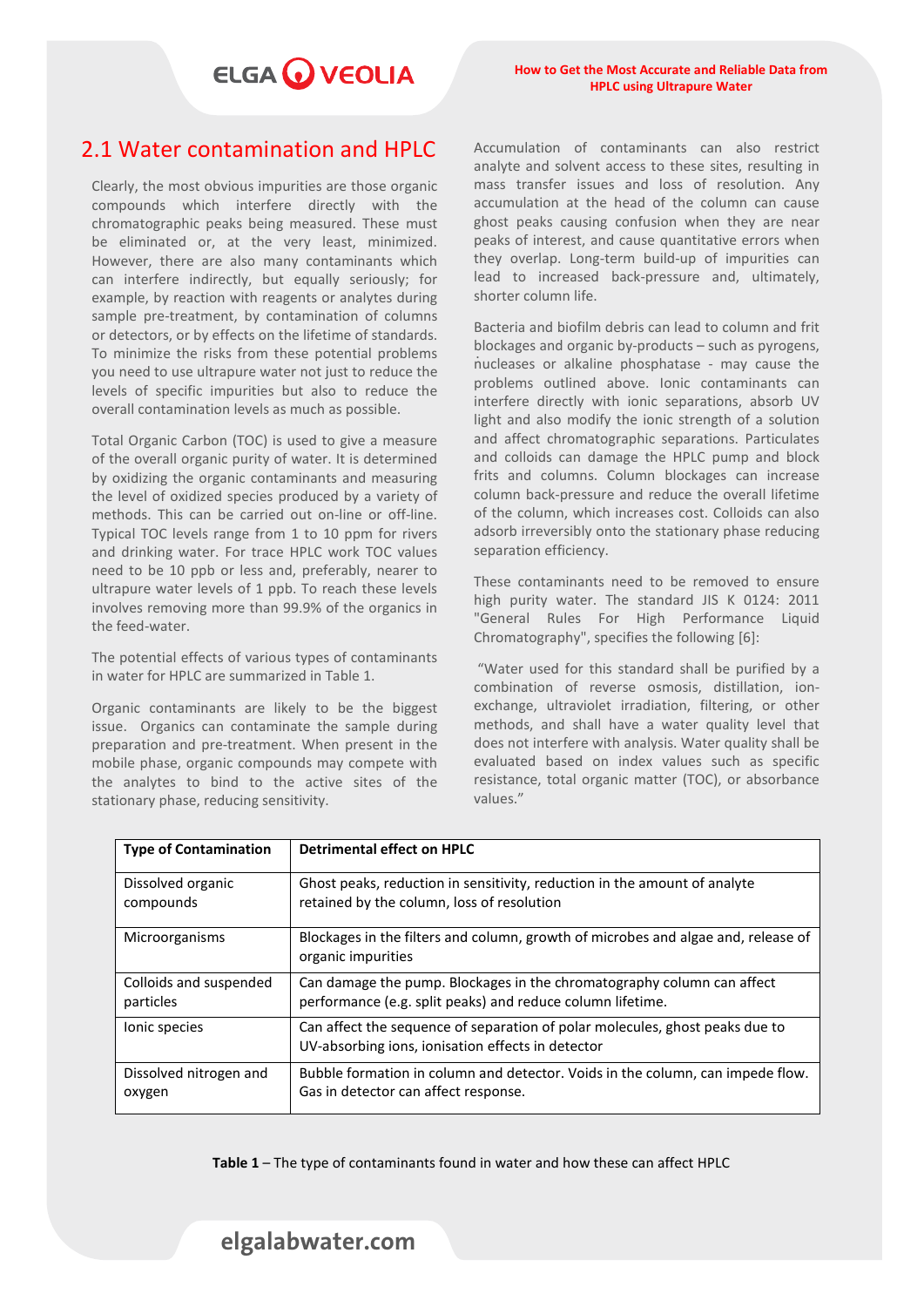## 2.1 Water contamination and HPLC

Clearly, the most obvious impurities are those organic compounds which interfere directly with the chromatographic peaks being measured. These must be eliminated or, at the very least, minimized. However, there are also many contaminants which can interfere indirectly, but equally seriously; for example, by reaction with reagents or analytes during sample pre-treatment, by contamination of columns or detectors, or by effects on the lifetime of standards. To minimize the risks from these potential problems you need to use ultrapure water not just to reduce the levels of specific impurities but also to reduce the overall contamination levels as much as possible.

Total Organic Carbon (TOC) is used to give a measure of the overall organic purity of water. It is determined by oxidizing the organic contaminants and measuring the level of oxidized species produced by a variety of methods. This can be carried out on-line or off-line. Typical TOC levels range from 1 to 10 ppm for rivers and drinking water. For trace HPLC work TOC values need to be 10 ppb or less and, preferably, nearer to ultrapure water levels of 1 ppb. To reach these levels involves removing more than 99.9% of the organics in the feed-water.

The potential effects of various types of contaminants in water for HPLC are summarized in Table 1.

Organic contaminants are likely to be the biggest issue. Organics can contaminate the sample during preparation and pre-treatment. When present in the mobile phase, organic compounds may compete with the analytes to bind to the active sites of the stationary phase, reducing sensitivity.

Accumulation of contaminants can also restrict analyte and solvent access to these sites, resulting in mass transfer issues and loss of resolution. Any accumulation at the head of the column can cause ghost peaks causing confusion when they are near peaks of interest, and cause quantitative errors when they overlap. Long-term build-up of impurities can lead to increased back-pressure and, ultimately, shorter column life.

Bacteria and biofilm debris can lead to column and frit blockages and organic by-products – such as pyrogens, nucleases or alkaline phosphatase - may cause the problems outlined above. Ionic contaminants can interfere directly with ionic separations, absorb UV light and also modify the ionic strength of a solution and affect chromatographic separations. Particulates and colloids can damage the HPLC pump and block frits and columns. Column blockages can increase column back-pressure and reduce the overall lifetime of the column, which increases cost. Colloids can also adsorb irreversibly onto the stationary phase reducing separation efficiency.

These contaminants need to be removed to ensure high purity water. The standard JIS K 0124: 2011 "General Rules For High Performance Liquid Chromatography", specifies the following [6]:

"Water used for this standard shall be purified by a combination of reverse osmosis, distillation, ion-exchange, ultraviolet irradiation, filtering, or other methods, and shall have a water quality level that does not interfere with analysis. Water quality shall be evaluated based on index values such as specific resistance, total organic matter (TOC), or absorbance values."

| Type of Contamination | Detrimental effect on HPLC |
|---|---|
| Dissolved organic compounds | Ghost peaks, reduction in sensitivity, reduction in the amount of analyte retained by the column, loss of resolution |
| Microorganisms | Blockages in the filters and column, growth of microbes and algae and, release of organic impurities |
| Colloids and suspended particles | Can damage the pump. Blockages in the chromatography column can affect performance (e.g. split peaks) and reduce column lifetime. |
| Ionic species | Can affect the sequence of separation of polar molecules, ghost peaks due to UV-absorbing ions, ionisation effects in detector |
| Dissolved nitrogen and oxygen | Bubble formation in column and detector. Voids in the column, can impede flow. Gas in detector can affect response. |

**Table 1** – The type of contaminants found in water and how these can affect HPLC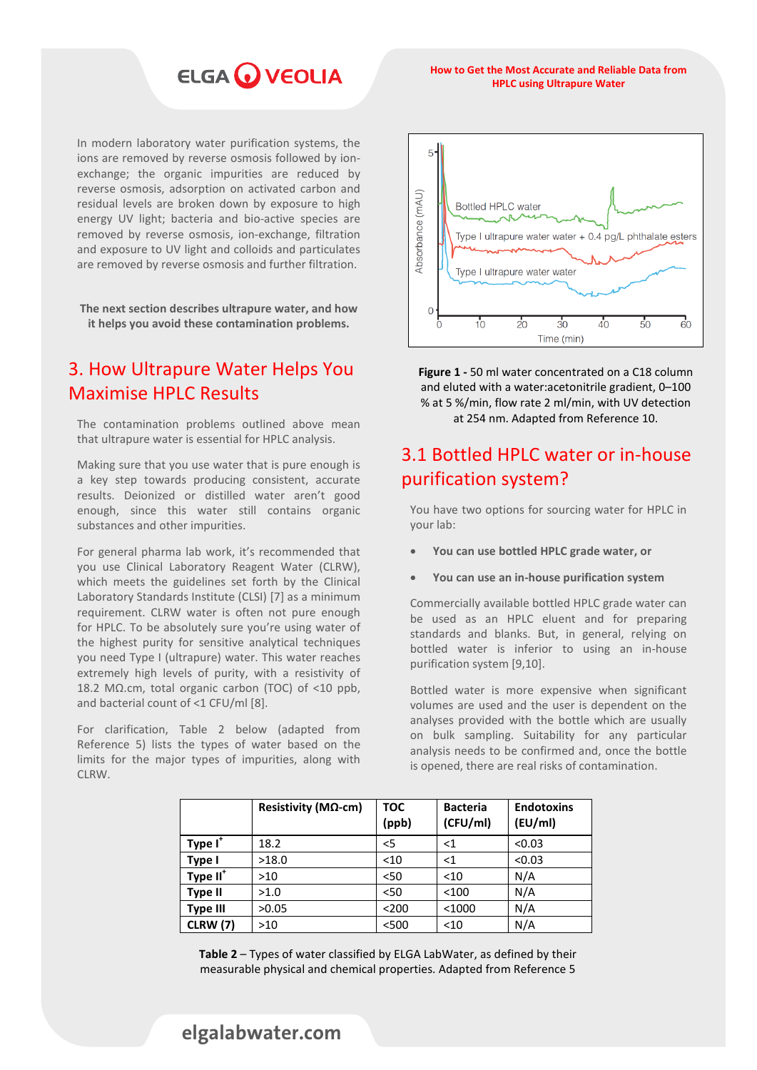In modern laboratory water purification systems, the ions are removed by reverse osmosis followed by ion-exchange; the organic impurities are reduced by reverse osmosis, adsorption on activated carbon and residual levels are broken down by exposure to high energy UV light; bacteria and bio-active species are removed by reverse osmosis, ion-exchange, filtration and exposure to UV light and colloids and particulates are removed by reverse osmosis and further filtration.

**The next section describes ultrapure water, and how it helps you avoid these contamination problems.**

## 3. How Ultrapure Water Helps You Maximise HPLC Results

The contamination problems outlined above mean that ultrapure water is essential for HPLC analysis.

Making sure that you use water that is pure enough is a key step towards producing consistent, accurate results. Deionized or distilled water aren't good enough, since this water still contains organic substances and other impurities.

For general pharma lab work, it's recommended that you use Clinical Laboratory Reagent Water (CLRW), which meets the guidelines set forth by the Clinical Laboratory Standards Institute (CLSI) [7] as a minimum requirement. CLRW water is often not pure enough for HPLC. To be absolutely sure you're using water of the highest purity for sensitive analytical techniques you need Type I (ultrapure) water. This water reaches extremely high levels of purity, with a resistivity of 18.2 MΩ.cm, total organic carbon (TOC) of <10 ppb, and bacterial count of <1 CFU/ml [8].

For clarification, Table 2 below (adapted from Reference 5) lists the types of water based on the limits for the major types of impurities, along with CLRW.

**Figure 1 -** 50 ml water concentrated on a C18 column and eluted with a water:acetonitrile gradient, 0–100 % at 5 %/min, flow rate 2 ml/min, with UV detection at 254 nm. Adapted from Reference 10.

## 3.1 Bottled HPLC water or in-house purification system?

You have two options for sourcing water for HPLC in your lab:

- **You can use bottled HPLC grade water, or**
- **You can use an in-house purification system**

Commercially available bottled HPLC grade water can be used as an HPLC eluent and for preparing standards and blanks. But, in general, relying on bottled water is inferior to using an in-house purification system [9,10].

Bottled water is more expensive when significant volumes are used and the user is dependent on the analyses provided with the bottle which are usually on bulk sampling. Suitability for any particular analysis needs to be confirmed and, once the bottle is opened, there are real risks of contamination.

| | Resistivity (MΩ-cm) | TOC (ppb) | Bacteria (CFU/ml) | Endotoxins (EU/ml) |
|---|---|---|---|---|
| **Type I[+]** | 18.2 | <5 | <1 | <0.03 |
| **Type I** | >18.0 | <10 | <1 | <0.03 |
| **Type II[+]** | >10 | <50 | <10 | N/A |
| **Type II** | >1.0 | <50 | <100 | N/A |
| **Type III** | >0.05 | <200 | <1000 | N/A |
| **CLRW (7)** | >10 | <500 | <10 | N/A |

**Table 2** – Types of water classified by ELGA LabWater, as defined by their measurable physical and chemical properties. Adapted from Reference 5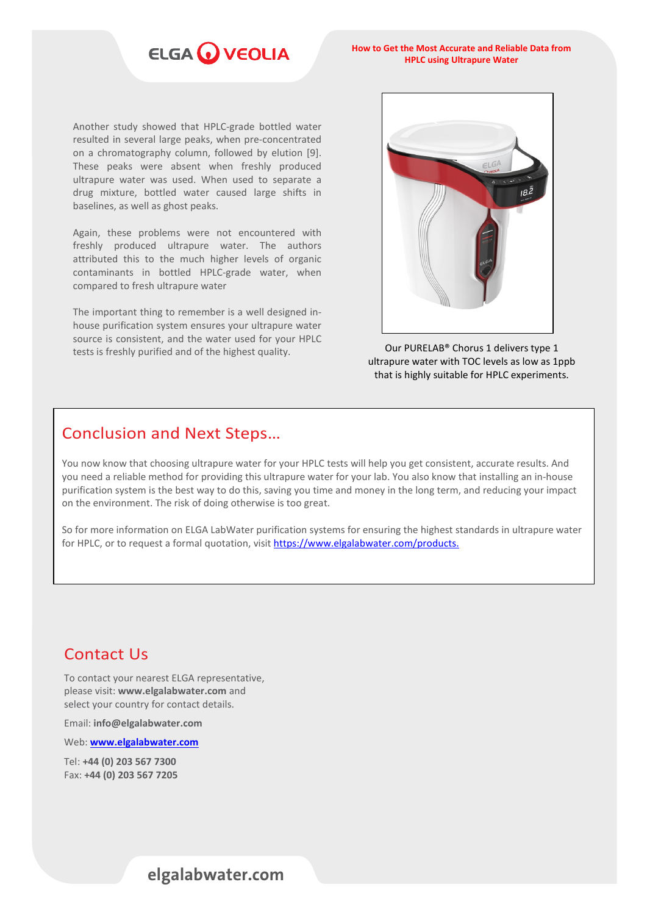Another study showed that HPLC-grade bottled water resulted in several large peaks, when pre-concentrated on a chromatography column, followed by elution [9]. These peaks were absent when freshly produced ultrapure water was used. When used to separate a drug mixture, bottled water caused large shifts in baselines, as well as ghost peaks.

Again, these problems were not encountered with freshly produced ultrapure water. The authors attributed this to the much higher levels of organic contaminants in bottled HPLC-grade water, when compared to fresh ultrapure water

The important thing to remember is a well designed in-house purification system ensures your ultrapure water source is consistent, and the water used for your HPLC tests is freshly purified and of the highest quality.

Our PURELAB® Chorus 1 delivers type 1 ultrapure water with TOC levels as low as 1ppb that is highly suitable for HPLC experiments.

## Conclusion and Next Steps...

You now know that choosing ultrapure water for your HPLC tests will help you get consistent, accurate results. And you need a reliable method for providing this ultrapure water for your lab. You also know that installing an in-house purification system is the best way to do this, saving you time and money in the long term, and reducing your impact on the environment. The risk of doing otherwise is too great.

So for more information on ELGA LabWater purification systems for ensuring the highest standards in ultrapure water for HPLC, or to request a formal quotation, visit https://www.elgalabwater.com/products.

## Contact Us

To contact your nearest ELGA representative, please visit: **www.elgalabwater.com** and select your country for contact details.

Email: **info@elgalabwater.com**

Web: **www.elgalabwater.com**

Tel: **+44 (0) 203 567 7300**
Fax: **+44 (0) 203 567 7205**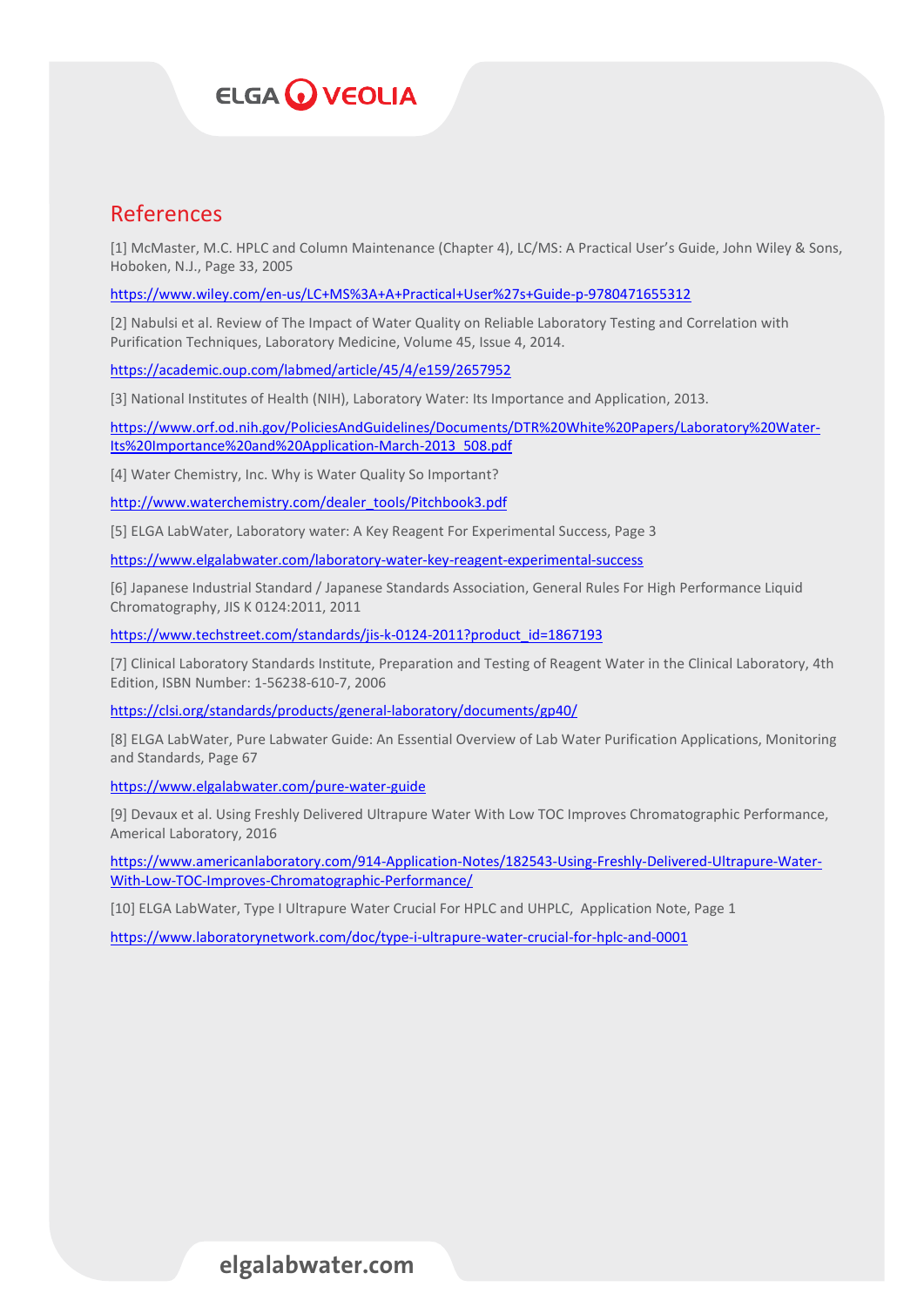## References

[1] McMaster, M.C. HPLC and Column Maintenance (Chapter 4), LC/MS: A Practical User's Guide, John Wiley & Sons, Hoboken, N.J., Page 33, 2005

https://www.wiley.com/en-us/LC+MS%3A+A+Practical+User%27s+Guide-p-9780471655312

[2] Nabulsi et al. Review of The Impact of Water Quality on Reliable Laboratory Testing and Correlation with Purification Techniques, Laboratory Medicine, Volume 45, Issue 4, 2014.

https://academic.oup.com/labmed/article/45/4/e159/2657952

[3] National Institutes of Health (NIH), Laboratory Water: Its Importance and Application, 2013.

https://www.orf.od.nih.gov/PoliciesAndGuidelines/Documents/DTR%20White%20Papers/Laboratory%20Water-Its%20Importance%20and%20Application-March-2013_508.pdf

[4] Water Chemistry, Inc. Why is Water Quality So Important?

http://www.waterchemistry.com/dealer_tools/Pitchbook3.pdf

[5] ELGA LabWater, Laboratory water: A Key Reagent For Experimental Success, Page 3

https://www.elgalabwater.com/laboratory-water-key-reagent-experimental-success

[6] Japanese Industrial Standard / Japanese Standards Association, General Rules For High Performance Liquid Chromatography, JIS K 0124:2011, 2011

https://www.techstreet.com/standards/jis-k-0124-2011?product_id=1867193

[7] Clinical Laboratory Standards Institute, Preparation and Testing of Reagent Water in the Clinical Laboratory, 4th Edition, ISBN Number: 1-56238-610-7, 2006

https://clsi.org/standards/products/general-laboratory/documents/gp40/

[8] ELGA LabWater, Pure Labwater Guide: An Essential Overview of Lab Water Purification Applications, Monitoring and Standards, Page 67

https://www.elgalabwater.com/pure-water-guide

[9] Devaux et al. Using Freshly Delivered Ultrapure Water With Low TOC Improves Chromatographic Performance, Americal Laboratory, 2016

https://www.americanlaboratory.com/914-Application-Notes/182543-Using-Freshly-Delivered-Ultrapure-Water-With-Low-TOC-Improves-Chromatographic-Performance/

[10] ELGA LabWater, Type I Ultrapure Water Crucial For HPLC and UHPLC, Application Note, Page 1

https://www.laboratorynetwork.com/doc/type-i-ultrapure-water-crucial-for-hplc-and-0001